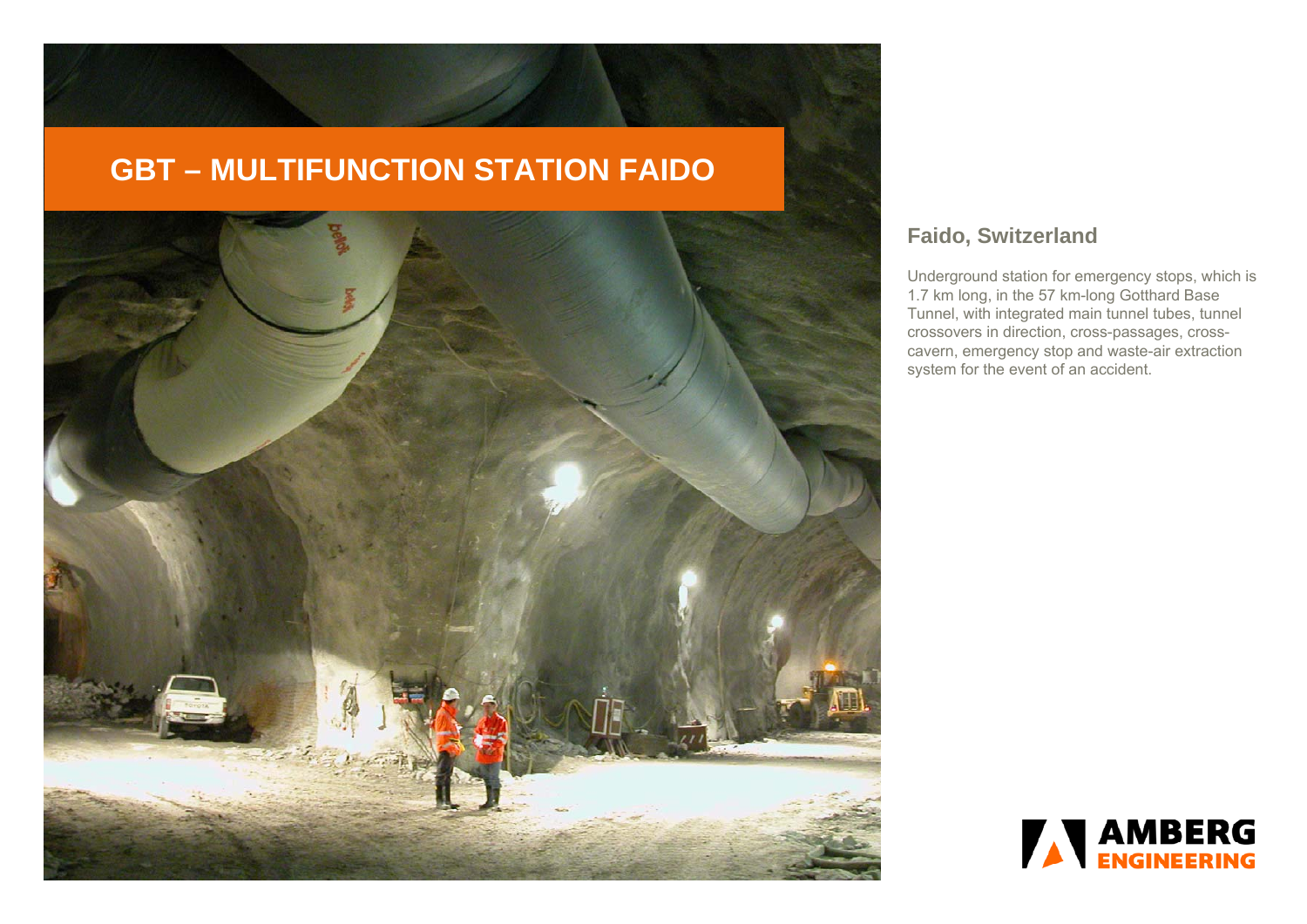# GBT – MULTIFUNCTION STATION FAIDO

## Faido, Switzerland

Underground station for emergency stops, which is 1.7 km long, in the 57 km-long Gotthard Base Tunnel, with integrated main tunnel tubes, tunnel crossovers in direction, cross-passages, cross-cavern, emergency stop and waste-air extraction system for the event of an accident.

AMBERG ENGINEERING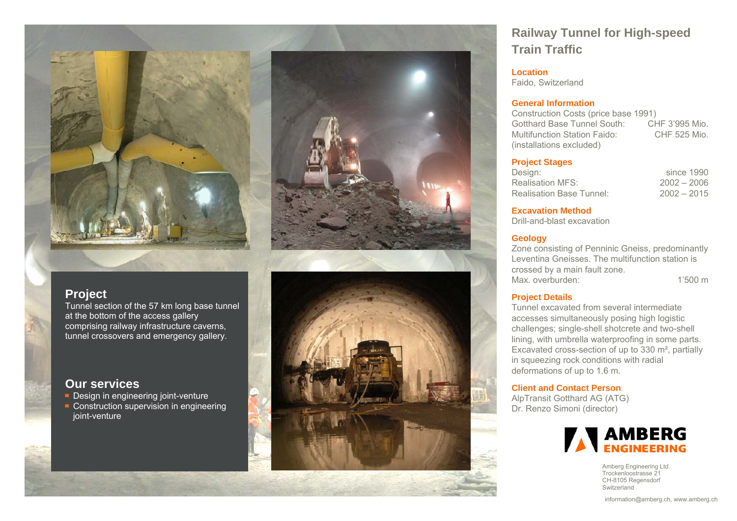## Project

Tunnel section of the 57 km long base tunnel at the bottom of the access gallery comprising railway infrastructure caverns, tunnel crossovers and emergency gallery.

## Our services

- Design in engineering joint-venture
- Construction supervision in engineering joint-venture

# Railway Tunnel for High-speed Train Traffic

### Location

Faido, Switzerland

### General Information

Construction Costs (price base 1991)

| | |
|---|---|
| Gotthard Base Tunnel South: | CHF 3'995 Mio. |
| Multifunction Station Faido: | CHF 525 Mio. |

(installations excluded)

### Project Stages

| | |
|---|---|
| Design: | since 1990 |
| Realisation MFS: | 2002 – 2006 |
| Realisation Base Tunnel: | 2002 – 2015 |

### Excavation Method

Drill-and-blast excavation

### Geology

Zone consisting of Penninic Gneiss, predominantly Leventina Gneisses. The multifunction station is crossed by a main fault zone.

Max. overburden: 1'500 m

### Project Details

Tunnel excavated from several intermediate accesses simultaneously posing high logistic challenges; single-shell shotcrete and two-shell lining, with umbrella waterproofing in some parts. Excavated cross-section of up to 330 m², partially in squeezing rock conditions with radial deformations of up to 1.6 m.

### Client and Contact Person

AlpTransit Gotthard AG (ATG)
Dr. Renzo Simoni (director)

AMBERG ENGINEERING

Amberg Engineering Ltd.
Trockenloostrasse 21
CH-8105 Regensdorf
Switzerland

information@amberg.ch, www.amberg.ch